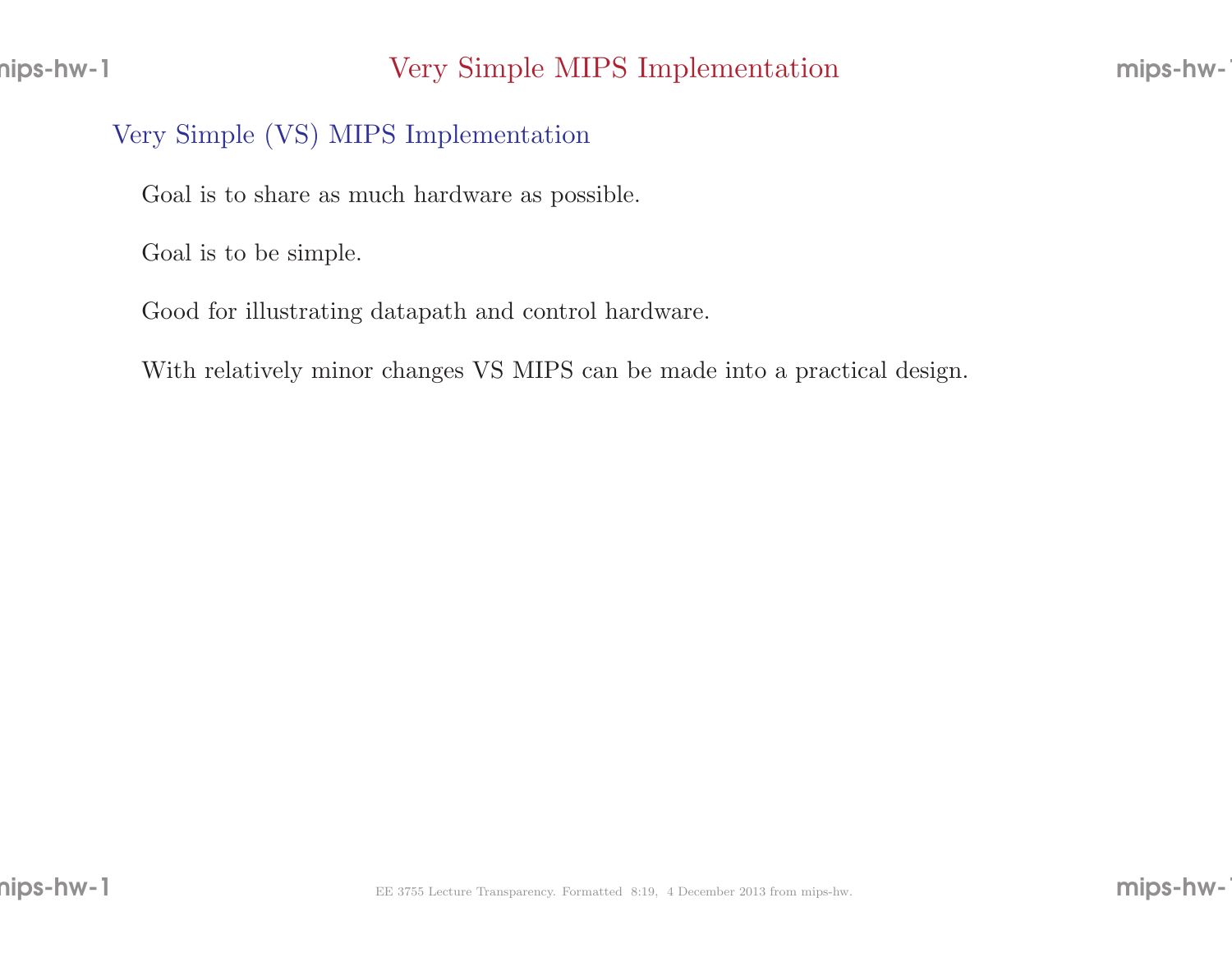# Very Simple MIPS Implementation

## Very Simple (VS) MIPS Implementation

Goal is to share as much hardware as possible.

Goal is to be simple.

Good for illustrating datapath and control hardware.

With relatively minor changes VS MIPS can be made into a practical design.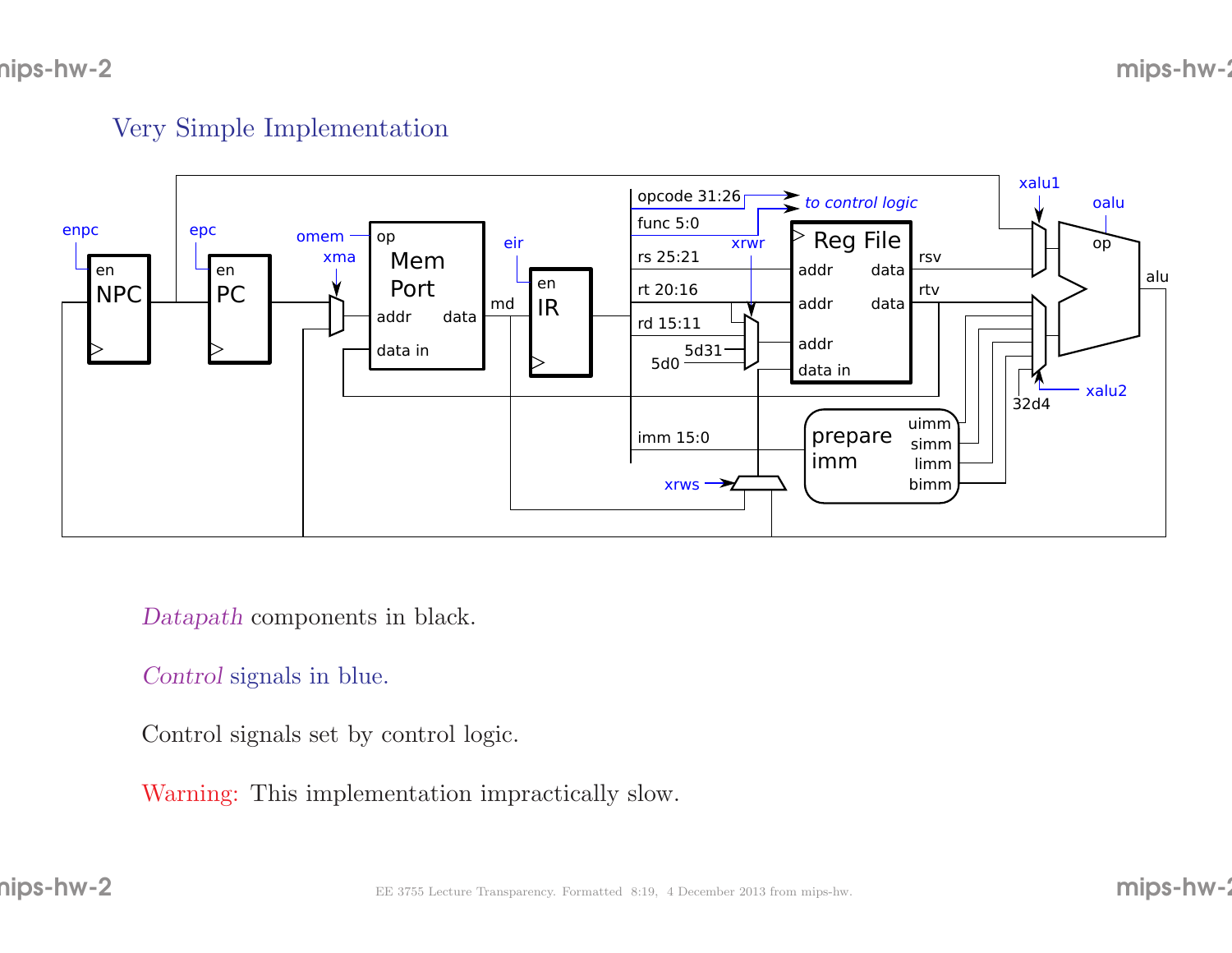## Very Simple Implementation

*Datapath* components in black.

*Control* signals in blue.

Control signals set by control logic.

Warning: This implementation impractically slow.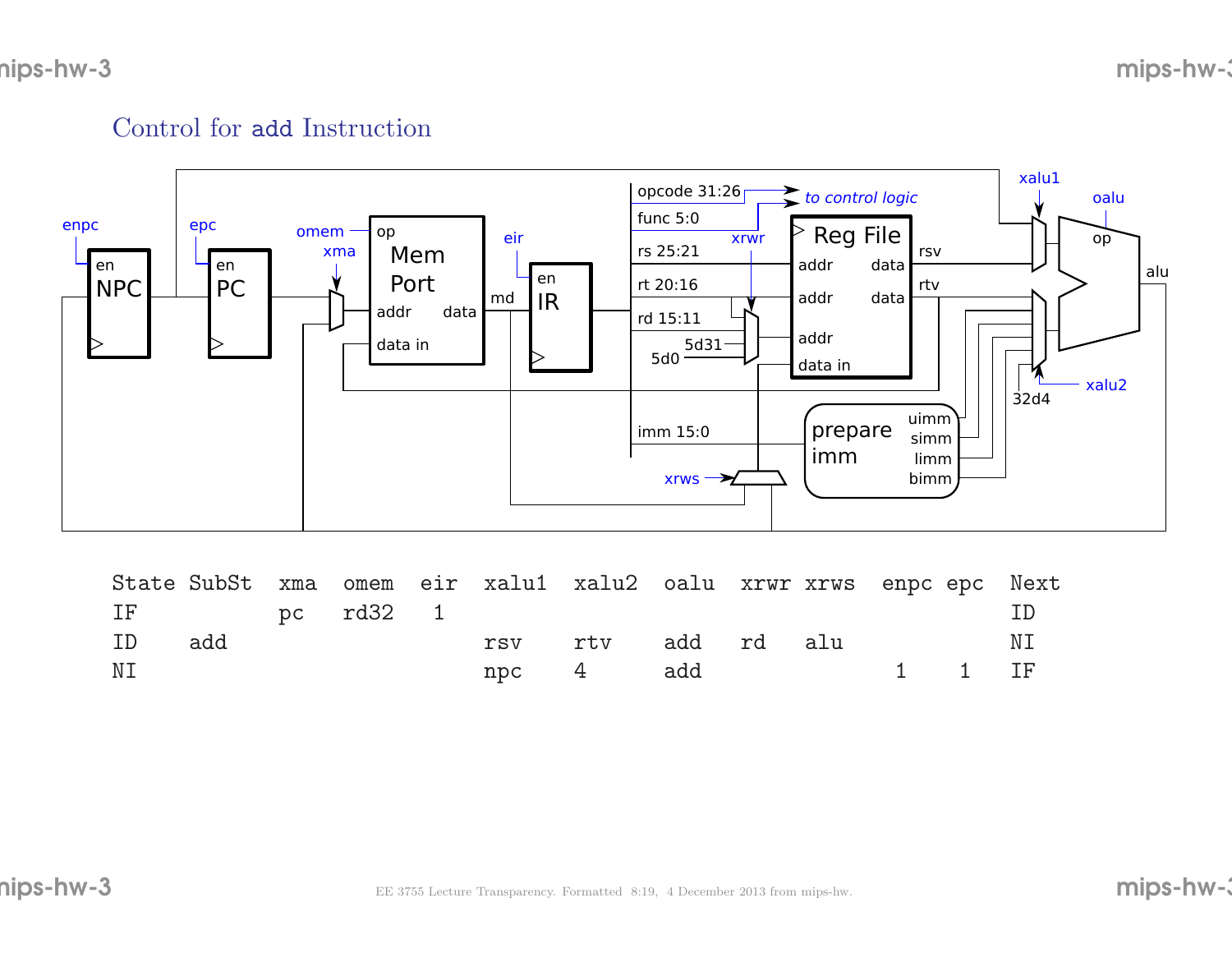# Control for `add` Instruction

| State | SubSt | xma | omem | eir | xalu1 | xalu2 | oalu | xrwr | xrws | enpc | epc | Next |
|---|---|---|---|---|---|---|---|---|---|---|---|---|
| IF | | pc | rd32 | 1 | | | | | | | | ID |
| ID | add | | | | rsv | rtv | add | rd | alu | | | NI |
| NI | | | | | npc | 4 | add | | | 1 | 1 | IF |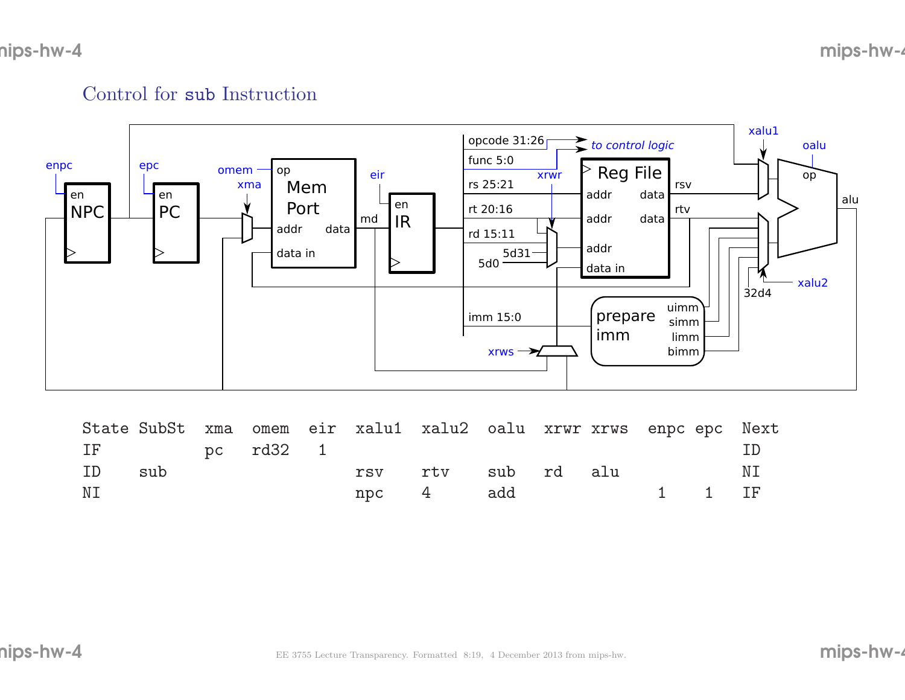# Control for `sub` Instruction

| State | SubSt | xma | omem | eir | xalu1 | xalu2 | oalu | xrwr | xrws | enpc | epc | Next |
|---|---|---|---|---|---|---|---|---|---|---|---|---|
| IF | | pc | rd32 | 1 | | | | | | | | ID |
| ID | sub | | | | rsv | rtv | sub | rd | alu | | | NI |
| NI | | | | | npc | 4 | add | | | 1 | 1 | IF |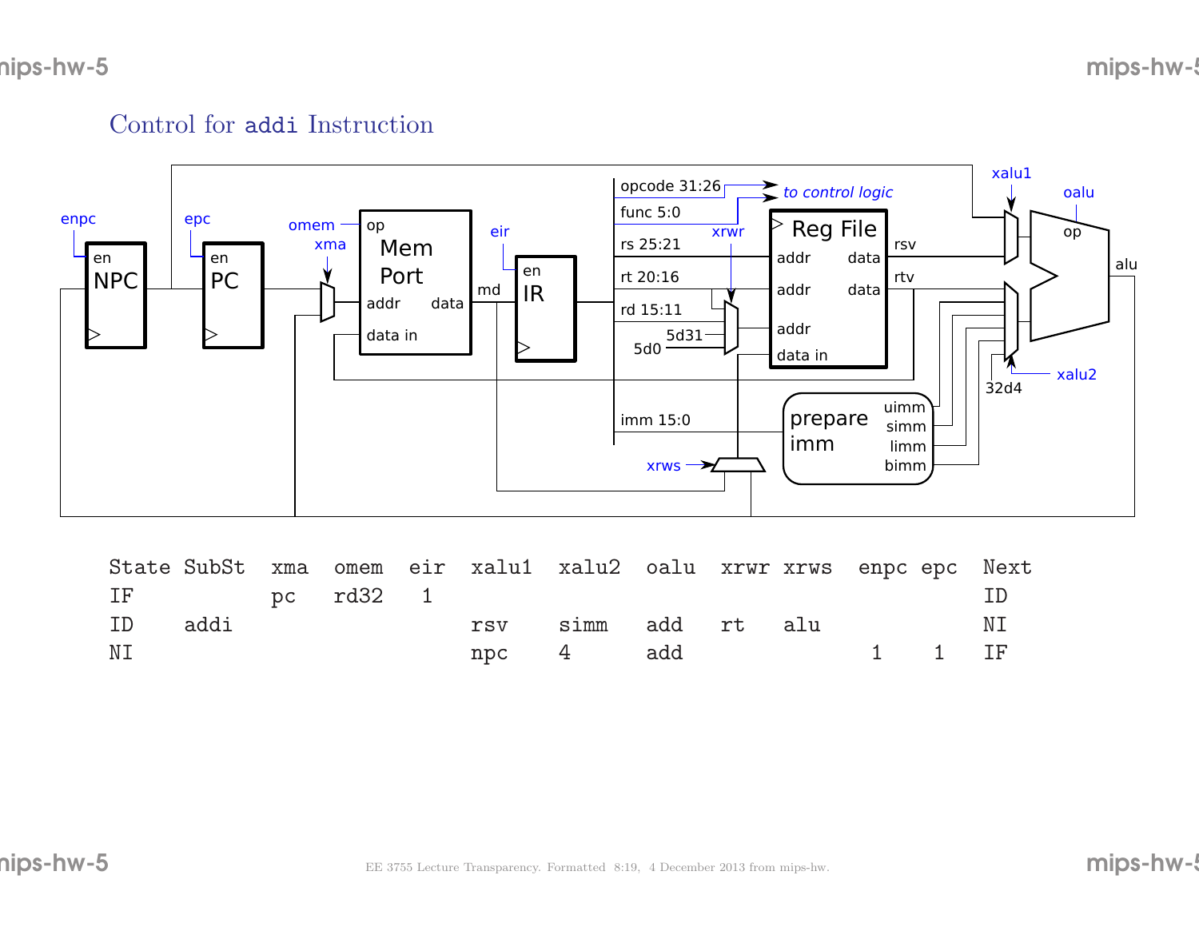# Control for addi Instruction

| State | SubSt | xma | omem | eir | xalu1 | xalu2 | oalu | xrwr | xrws | enpc | epc | Next |
|---|---|---|---|---|---|---|---|---|---|---|---|---|
| IF | | pc | rd32 | 1 | | | | | | | | ID |
| ID | addi | | | | rsv | simm | add | rt | alu | | | NI |
| NI | | | | | npc | 4 | add | | | 1 | 1 | IF |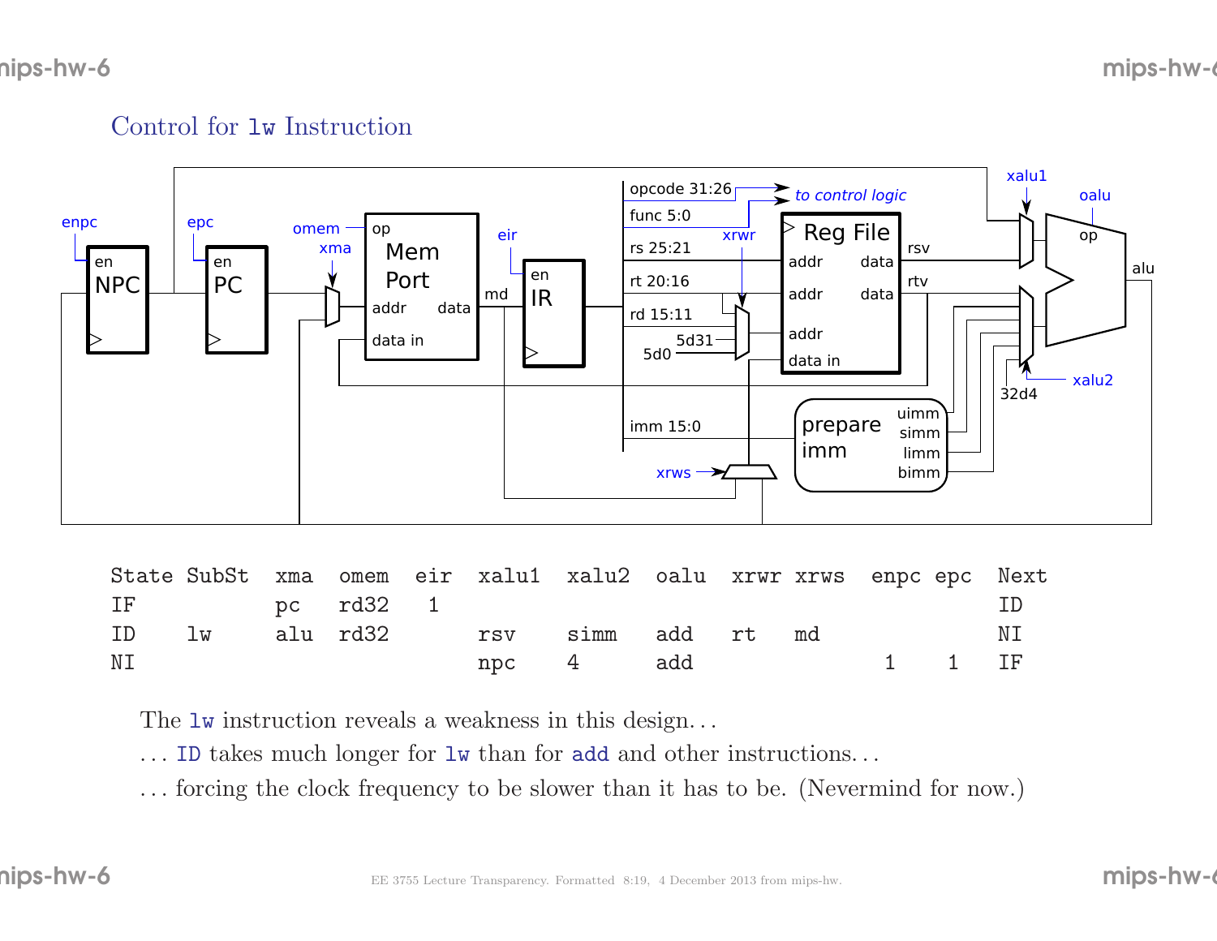## Control for lw Instruction

| State | SubSt | xma | omem | eir | xalu1 | xalu2 | oalu | xrwr | xrws | enpc | epc | Next |
|---|---|---|---|---|---|---|---|---|---|---|---|---|
| IF | | pc | rd32 | 1 | | | | | | | | ID |
| ID | lw | alu | rd32 | | rsv | simm | add | rt | md | | | NI |
| NI | | | | | npc | 4 | add | | | 1 | 1 | IF |

The lw instruction reveals a weakness in this design. . .

. . . ID takes much longer for lw than for add and other instructions. . .

. . . forcing the clock frequency to be slower than it has to be. (Nevermind for now.)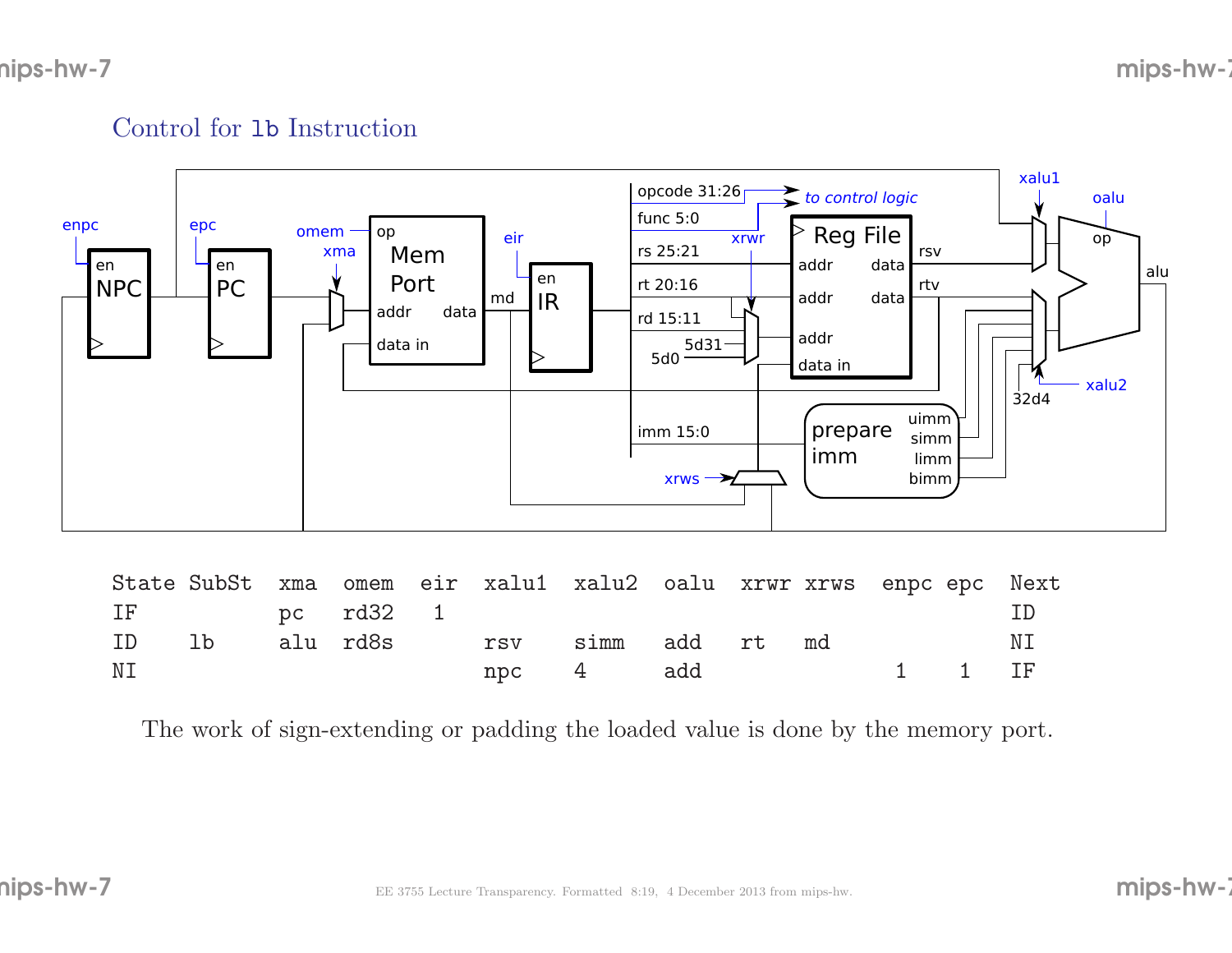## Control for `lb` Instruction

| State | SubSt | xma | omem | eir | xalu1 | xalu2 | oalu | xrwr | xrws | enpc | epc | Next |
|---|---|---|---|---|---|---|---|---|---|---|---|---|
| IF | | pc | rd32 | 1 | | | | | | | | ID |
| ID | lb | alu | rd8s | | rsv | simm | add | rt | md | | | NI |
| NI | | | | | npc | 4 | add | | | 1 | 1 | IF |

The work of sign-extending or padding the loaded value is done by the memory port.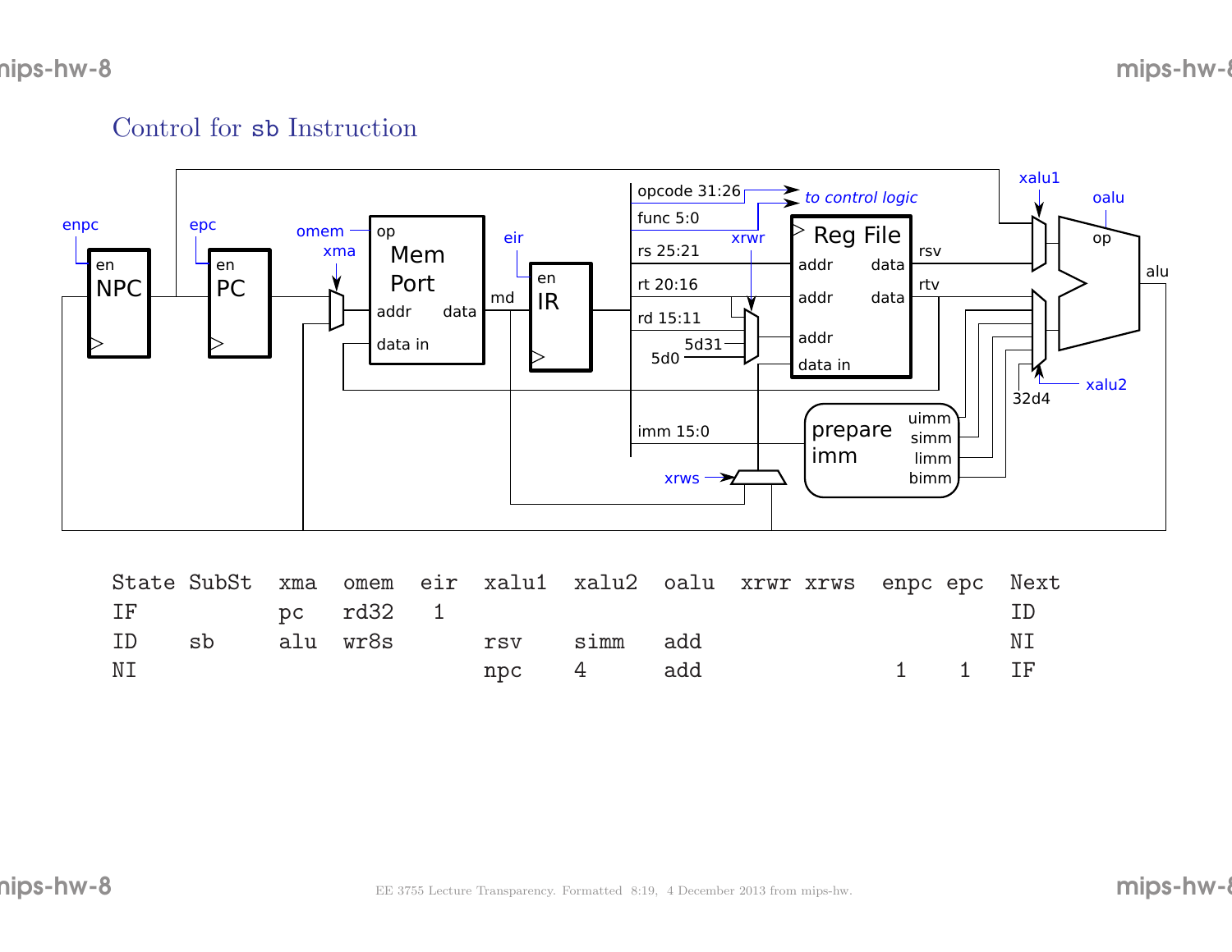# Control for sb Instruction

| State | SubSt | xma | omem | eir | xalu1 | xalu2 | oalu | xrwr | xrws | enpc | epc | Next |
|---|---|---|---|---|---|---|---|---|---|---|---|---|
| IF | | pc | rd32 | 1 | | | | | | | | ID |
| ID | sb | alu | wr8s | | rsv | simm | add | | | | | NI |
| NI | | | | | npc | 4 | add | | | 1 | 1 | IF |

EE 3755 Lecture Transparency. Formatted 8:19, 4 December 2013 from mips-hw.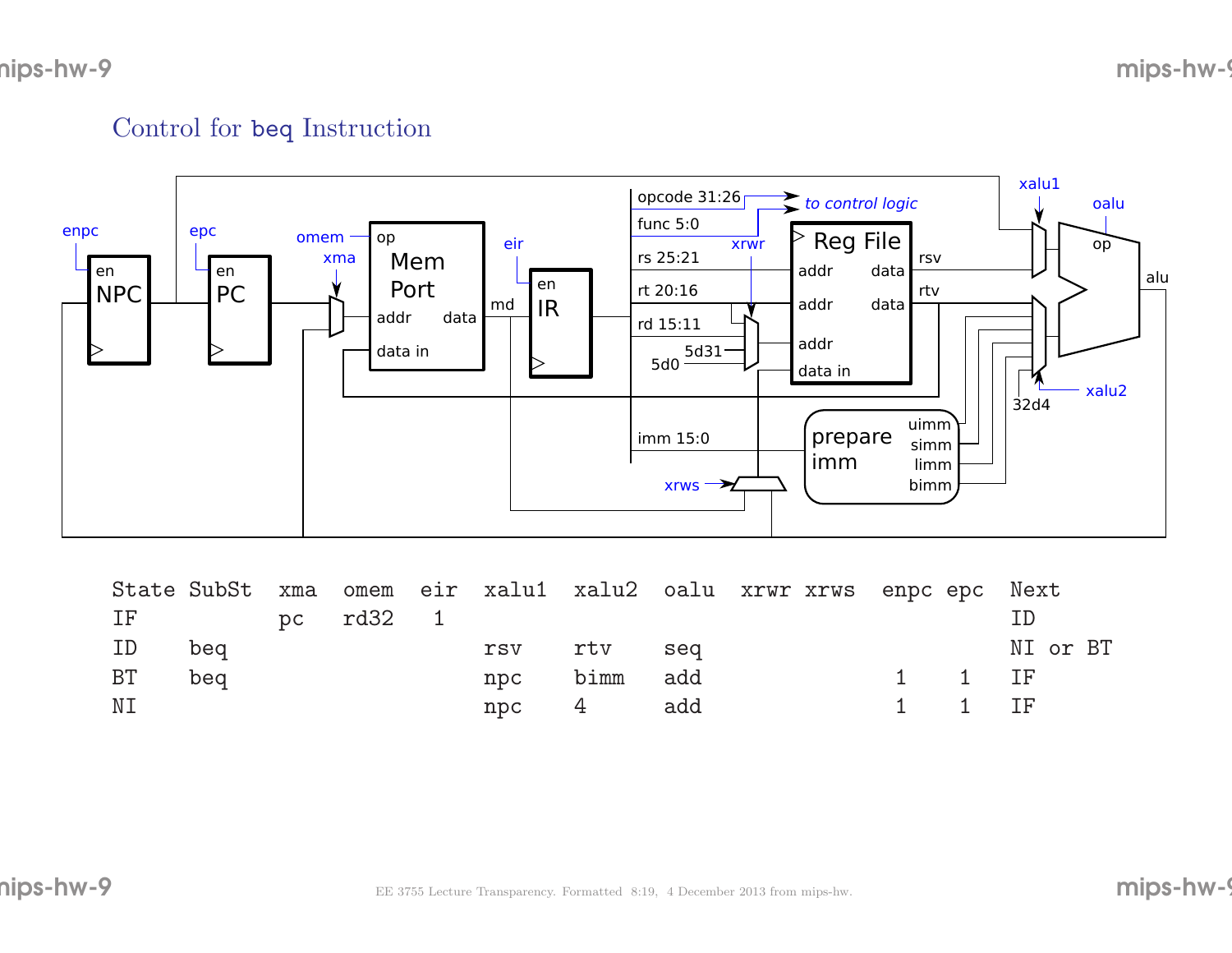# Control for `beq` Instruction

| State | SubSt | xma | omem | eir | xalu1 | xalu2 | oalu | xrwr | xrws | enpc | epc | Next |
|---|---|---|---|---|---|---|---|---|---|---|---|---|
| IF | | pc | rd32 | 1 | | | | | | | | ID |
| ID | beq | | | | rsv | rtv | seq | | | | | NI or BT |
| BT | beq | | | | npc | bimm | add | | | 1 | 1 | IF |
| NI | | | | | npc | 4 | add | | | 1 | 1 | IF |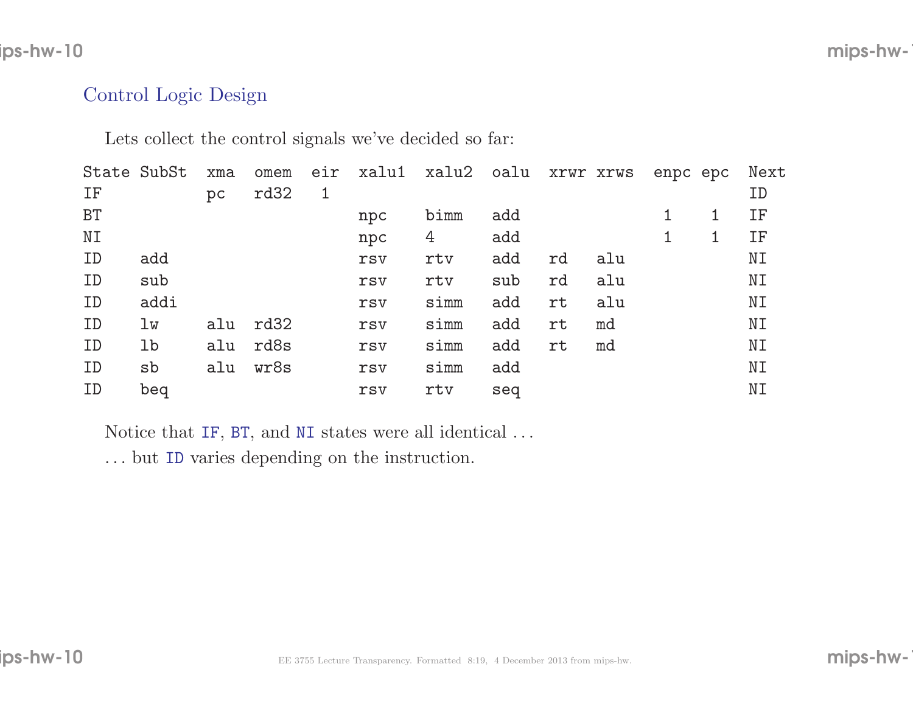## Control Logic Design

Lets collect the control signals we've decided so far:

| State | SubSt | xma | omem | eir | xalu1 | xalu2 | oalu | xrwr | xrws | enpc | epc | Next |
|---|---|---|---|---|---|---|---|---|---|---|---|---|
| IF | | pc | rd32 | 1 | | | | | | | | ID |
| BT | | | | | npc | bimm | add | | | 1 | 1 | IF |
| NI | | | | | npc | 4 | add | | | 1 | 1 | IF |
| ID | add | | | | rsv | rtv | add | rd | alu | | | NI |
| ID | sub | | | | rsv | rtv | sub | rd | alu | | | NI |
| ID | addi | | | | rsv | simm | add | rt | alu | | | NI |
| ID | lw | alu | rd32 | | rsv | simm | add | rt | md | | | NI |
| ID | lb | alu | rd8s | | rsv | simm | add | rt | md | | | NI |
| ID | sb | alu | wr8s | | rsv | simm | add | | | | | NI |
| ID | beq | | | | rsv | rtv | seq | | | | | NI |

Notice that IF, BT, and NI states were all identical ...

... but ID varies depending on the instruction.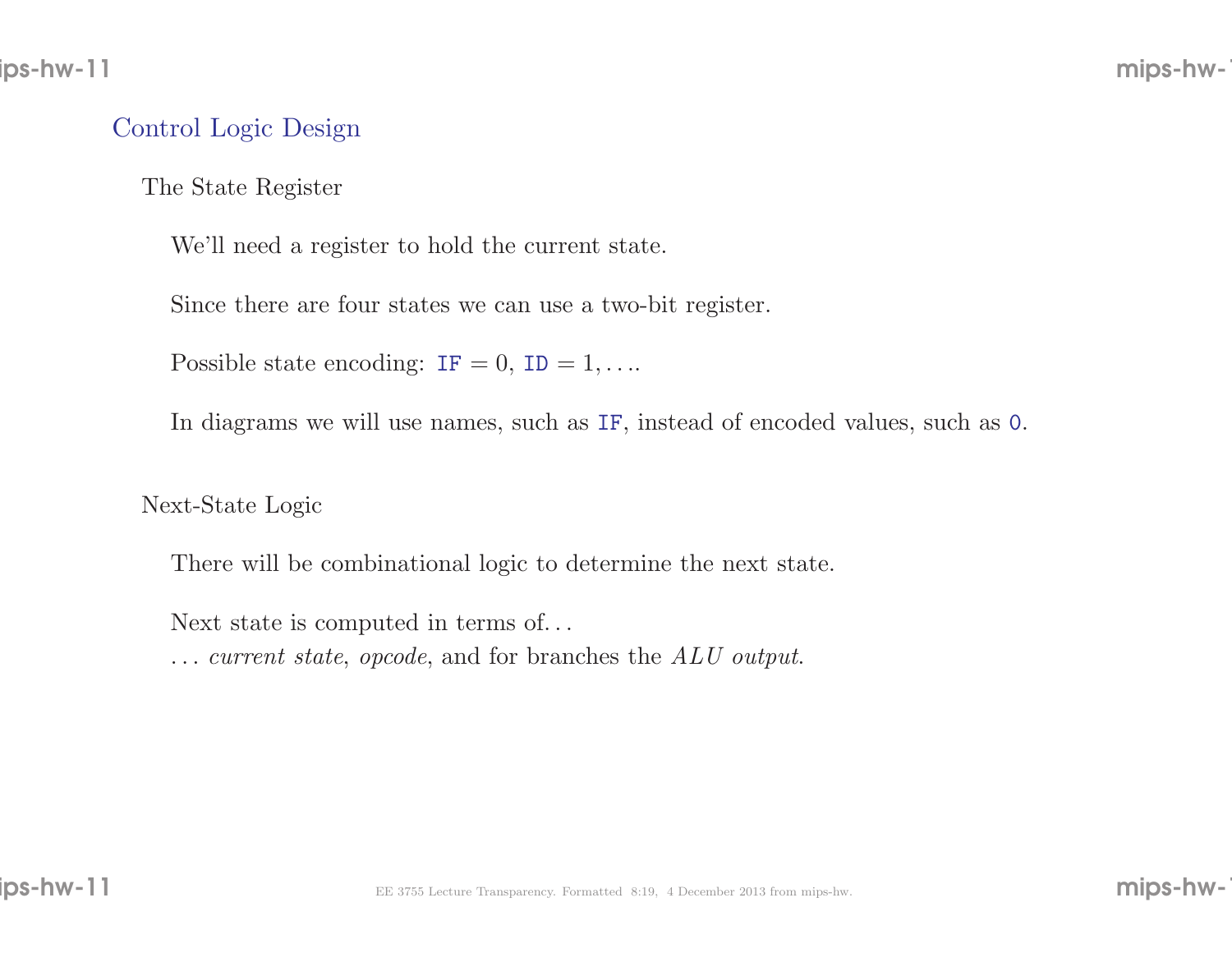## Control Logic Design

### The State Register

We'll need a register to hold the current state.

Since there are four states we can use a two-bit register.

Possible state encoding: `IF` $= 0$, `ID` $= 1, \ldots$.

In diagrams we will use names, such as `IF`, instead of encoded values, such as `0`.

### Next-State Logic

There will be combinational logic to determine the next state.

Next state is computed in terms of…
… *current state*, *opcode*, and for branches the *ALU output*.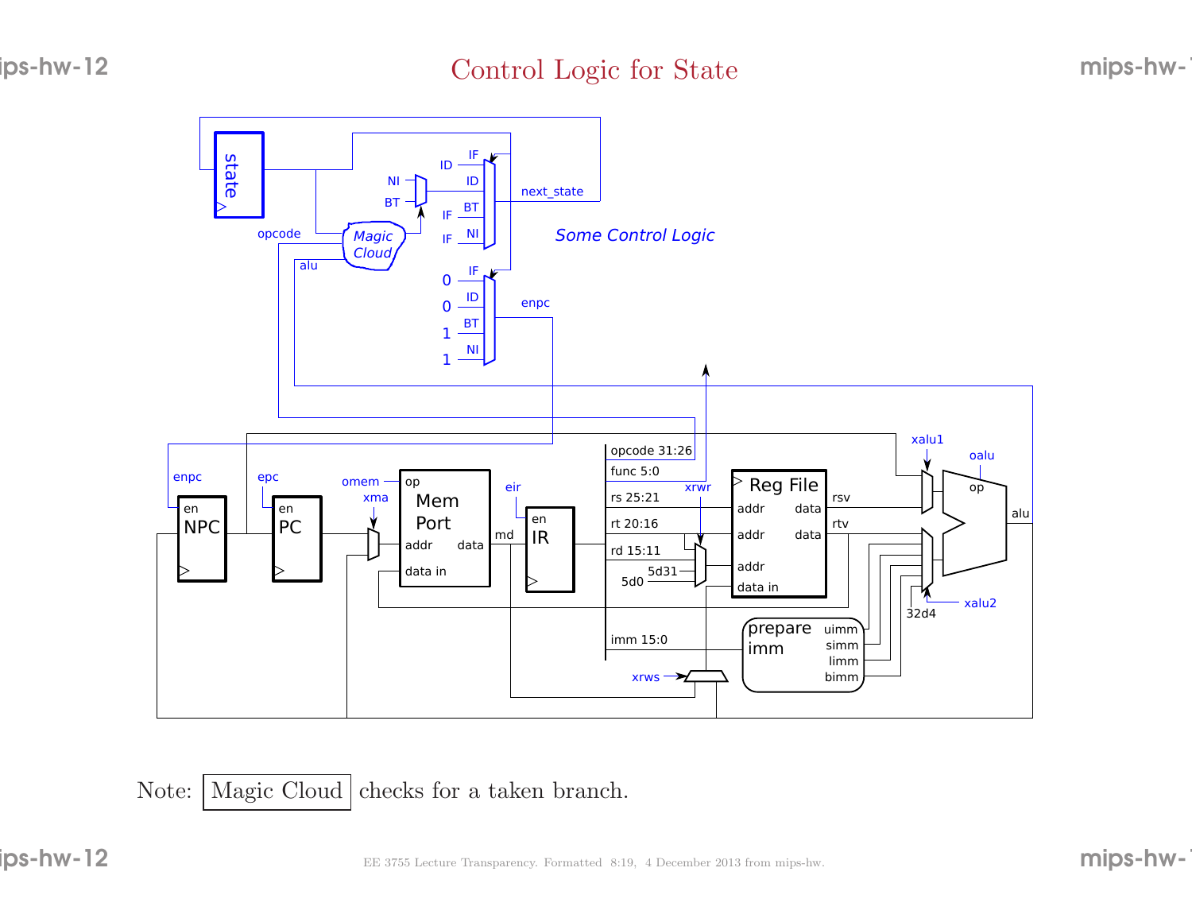# Control Logic for State

Note: Magic Cloud checks for a taken branch.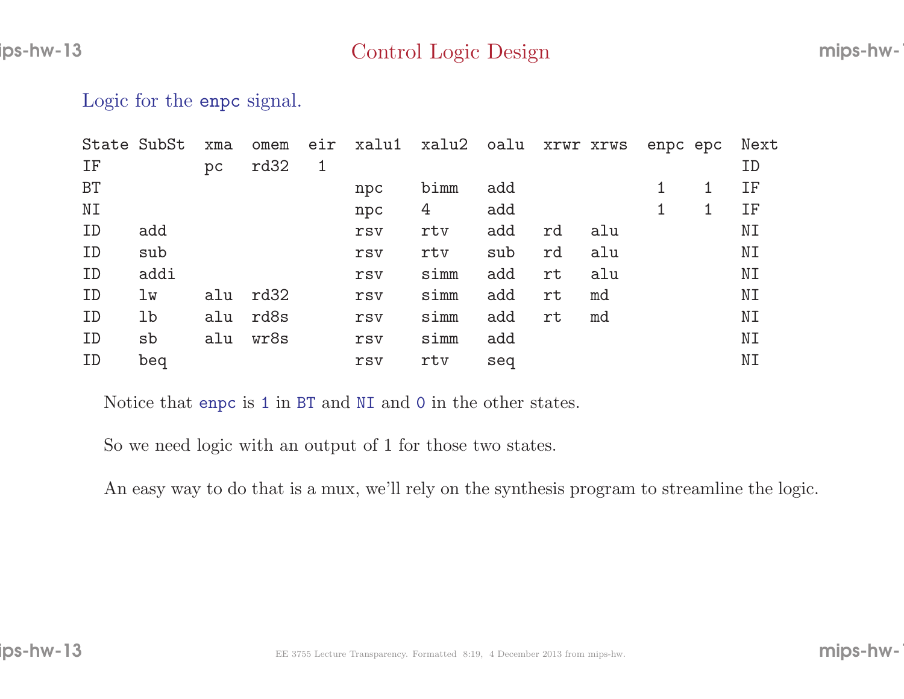# Control Logic Design

## Logic for the `enpc` signal.

| State | SubSt | xma | omem | eir | xalu1 | xalu2 | oalu | xrwr | xrws | enpc | epc | Next |
|---|---|---|---|---|---|---|---|---|---|---|---|---|
| IF | | pc | rd32 | 1 | | | | | | | | ID |
| BT | | | | | npc | bimm | add | | | 1 | 1 | IF |
| NI | | | | | npc | 4 | add | | | 1 | 1 | IF |
| ID | add | | | | rsv | rtv | add | rd | alu | | | NI |
| ID | sub | | | | rsv | rtv | sub | rd | alu | | | NI |
| ID | addi | | | | rsv | simm | add | rt | alu | | | NI |
| ID | lw | alu | rd32 | | rsv | simm | add | rt | md | | | NI |
| ID | lb | alu | rd8s | | rsv | simm | add | rt | md | | | NI |
| ID | sb | alu | wr8s | | rsv | simm | add | | | | | NI |
| ID | beq | | | | rsv | rtv | seq | | | | | NI |

Notice that `enpc` is `1` in `BT` and `NI` and `0` in the other states.

So we need logic with an output of 1 for those two states.

An easy way to do that is a mux, we'll rely on the synthesis program to streamline the logic.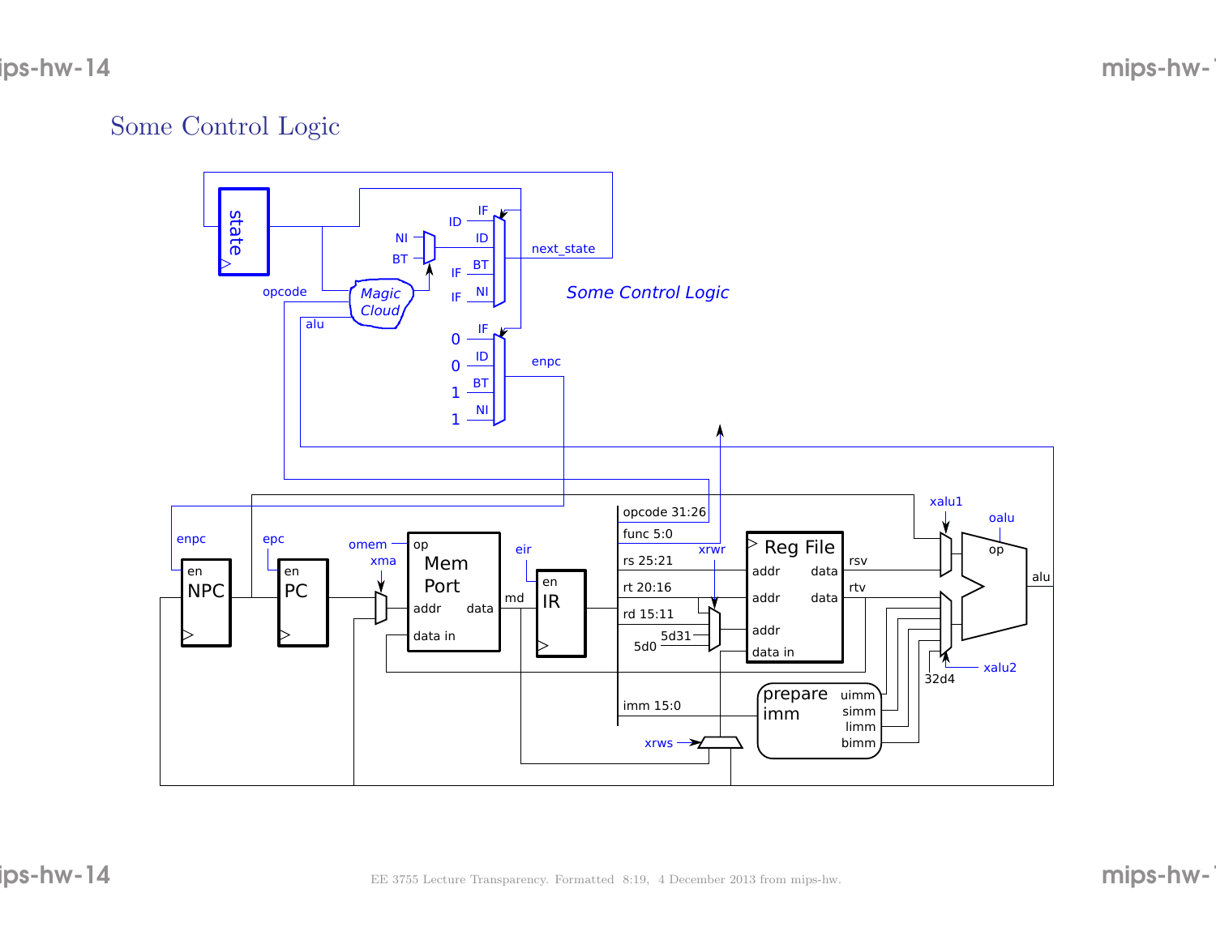# Some Control Logic

state

next_state

IF

ID

ID

NI

BT

BT

IF

IF

NI

opcode

Magic Cloud

alu

Some Control Logic

IF

0

ID

0

enpc

BT

1

NI

1

enpc

epc

omem

xma

op

Mem Port

addr

data

data in

md

eir

en

IR

opcode 31:26

func 5:0

rs 25:21

rt 20:16

rd 15:11

5d31

5d0

imm 15:0

xrwr

Reg File

addr

data

addr

data

addr

data in

rsv

rtv

xalu1

oalu

op

alu

32d4

xalu2

prepare imm

uimm

simm

limm

bimm

xrws

en

NPC

en

PC

EE 3755 Lecture Transparency. Formatted 8:19, 4 December 2013 from mips-hw.